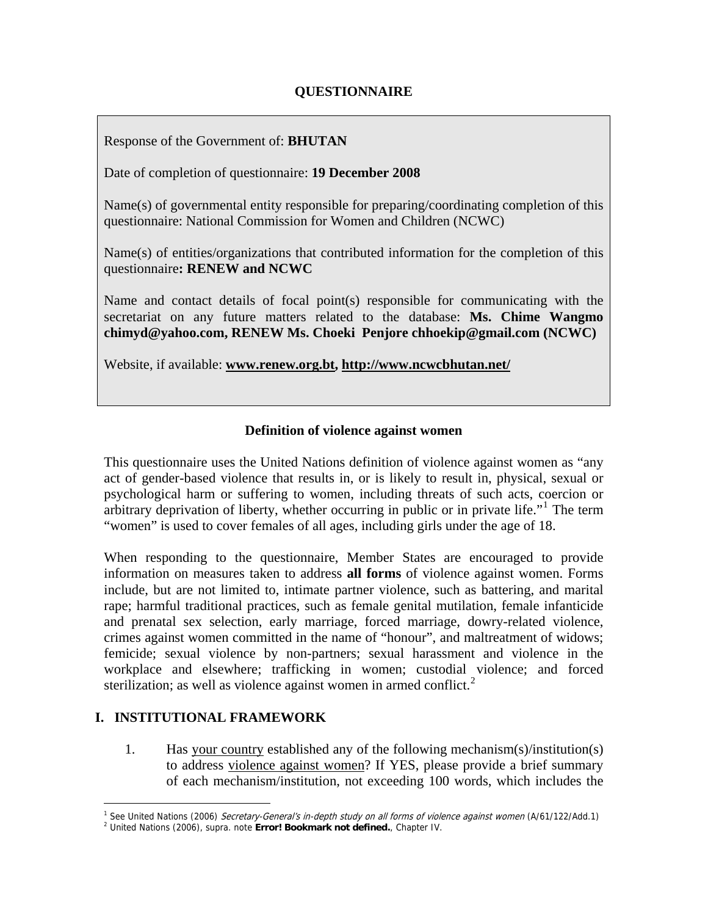# QUESTIONNAIRE

Response of the Government of: **BHUTAN**

Date of completion of questionnaire: **19 December 2008**

Name(s) of governmental entity responsible for preparing/coordinating completion of this questionnaire: National Commission for Women and Children (NCWC)

Name(s) of entities/organizations that contributed information for the completion of this questionnaire**: RENEW and NCWC**

Name and contact details of focal point(s) responsible for communicating with the secretariat on any future matters related to the database: **Ms. Chime Wangmo chimyd@yahoo.com, RENEW Ms. Choeki Penjore chhoekip@gmail.com (NCWC)**

Website, if available: **www.renew.org.bt, http://www.ncwcbhutan.net/**

## Definition of violence against women

This questionnaire uses the United Nations definition of violence against women as "any act of gender-based violence that results in, or is likely to result in, physical, sexual or psychological harm or suffering to women, including threats of such acts, coercion or arbitrary deprivation of liberty, whether occurring in public or in private life."[1] The term "women" is used to cover females of all ages, including girls under the age of 18.

When responding to the questionnaire, Member States are encouraged to provide information on measures taken to address **all forms** of violence against women. Forms include, but are not limited to, intimate partner violence, such as battering, and marital rape; harmful traditional practices, such as female genital mutilation, female infanticide and prenatal sex selection, early marriage, forced marriage, dowry-related violence, crimes against women committed in the name of "honour", and maltreatment of widows; femicide; sexual violence by non-partners; sexual harassment and violence in the workplace and elsewhere; trafficking in women; custodial violence; and forced sterilization; as well as violence against women in armed conflict.[2]

## I. INSTITUTIONAL FRAMEWORK

1. Has your country established any of the following mechanism(s)/institution(s) to address violence against women? If YES, please provide a brief summary of each mechanism/institution, not exceeding 100 words, which includes the

---

[1] See United Nations (2006) *Secretary-General's in-depth study on all forms of violence against women* (A/61/122/Add.1)

[2] United Nations (2006), supra. note **Error! Bookmark not defined.**, Chapter IV.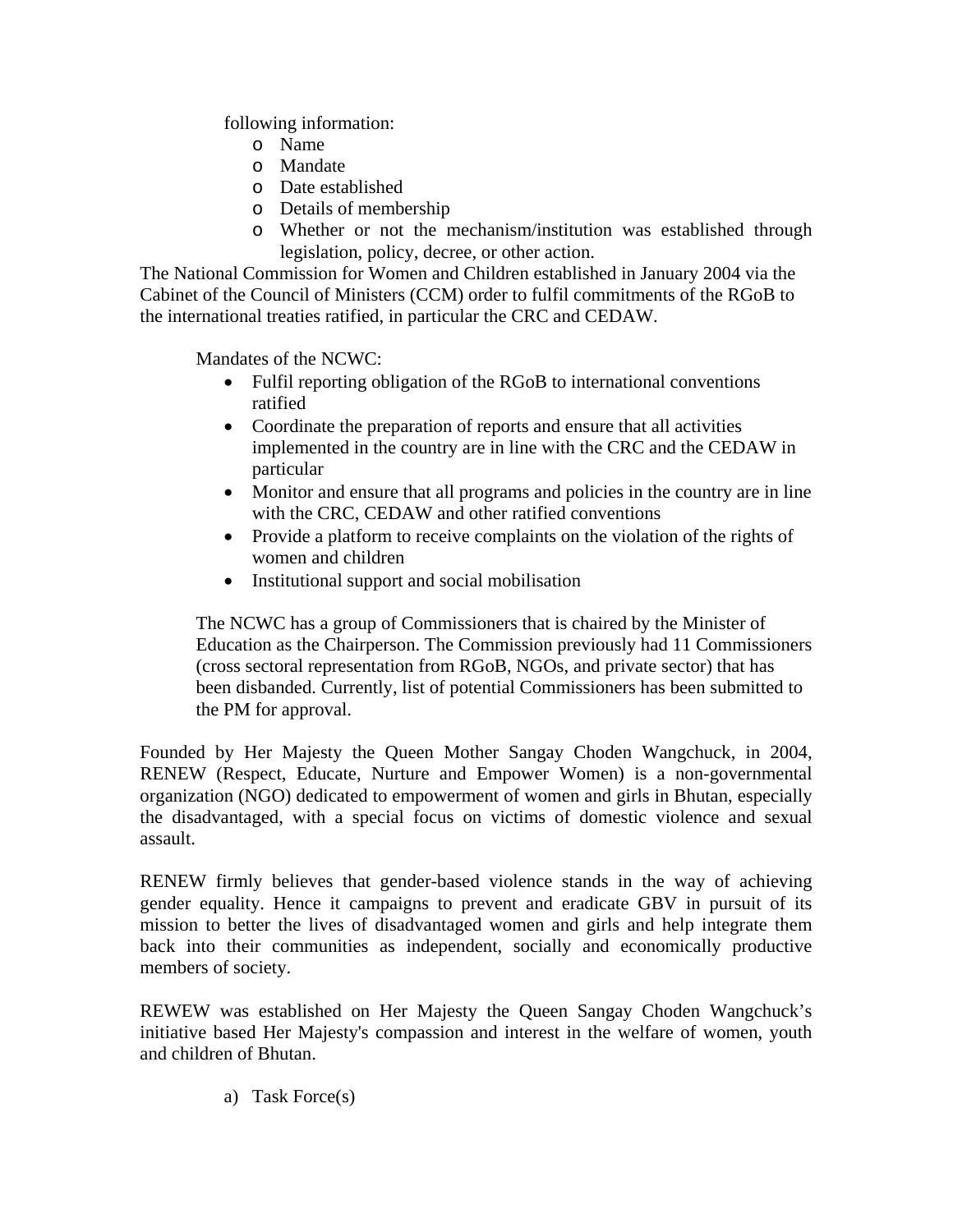following information:

- Name
- Mandate
- Date established
- Details of membership
- Whether or not the mechanism/institution was established through legislation, policy, decree, or other action.

The National Commission for Women and Children established in January 2004 via the Cabinet of the Council of Ministers (CCM) order to fulfil commitments of the RGoB to the international treaties ratified, in particular the CRC and CEDAW.

Mandates of the NCWC:

- Fulfil reporting obligation of the RGoB to international conventions ratified
- Coordinate the preparation of reports and ensure that all activities implemented in the country are in line with the CRC and the CEDAW in particular
- Monitor and ensure that all programs and policies in the country are in line with the CRC, CEDAW and other ratified conventions
- Provide a platform to receive complaints on the violation of the rights of women and children
- Institutional support and social mobilisation

The NCWC has a group of Commissioners that is chaired by the Minister of Education as the Chairperson. The Commission previously had 11 Commissioners (cross sectoral representation from RGoB, NGOs, and private sector) that has been disbanded. Currently, list of potential Commissioners has been submitted to the PM for approval.

Founded by Her Majesty the Queen Mother Sangay Choden Wangchuck, in 2004, RENEW (Respect, Educate, Nurture and Empower Women) is a non-governmental organization (NGO) dedicated to empowerment of women and girls in Bhutan, especially the disadvantaged, with a special focus on victims of domestic violence and sexual assault.

RENEW firmly believes that gender-based violence stands in the way of achieving gender equality. Hence it campaigns to prevent and eradicate GBV in pursuit of its mission to better the lives of disadvantaged women and girls and help integrate them back into their communities as independent, socially and economically productive members of society.

REWEW was established on Her Majesty the Queen Sangay Choden Wangchuck's initiative based Her Majesty's compassion and interest in the welfare of women, youth and children of Bhutan.

a) Task Force(s)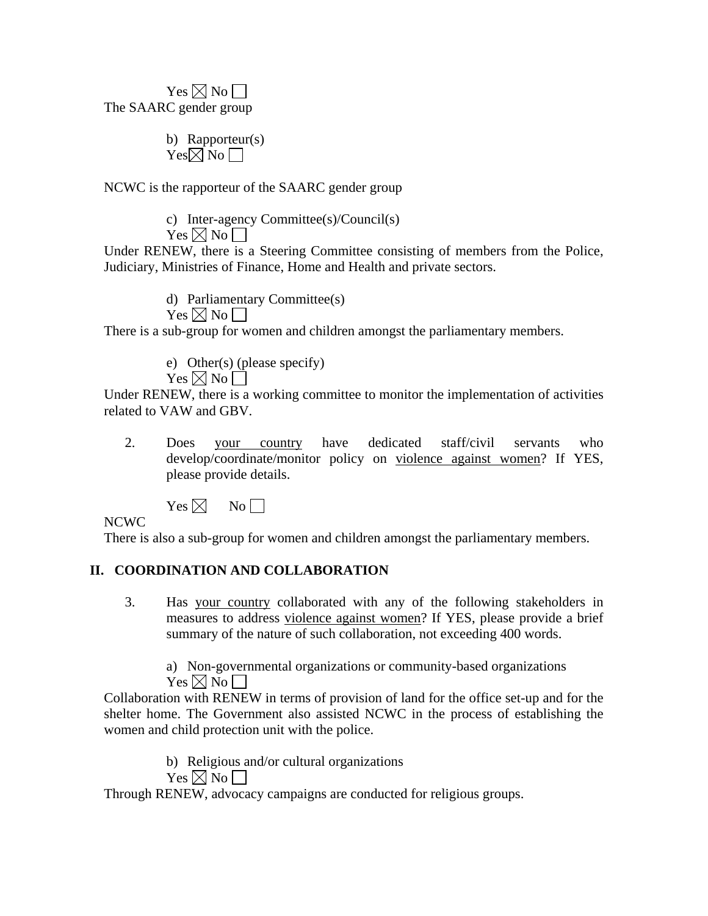Yes ☒ No ☐

The SAARC gender group

b) Rapporteur(s)

Yes☒ No ☐

NCWC is the rapporteur of the SAARC gender group

c) Inter-agency Committee(s)/Council(s)

Yes ☒ No ☐

Under RENEW, there is a Steering Committee consisting of members from the Police, Judiciary, Ministries of Finance, Home and Health and private sectors.

d) Parliamentary Committee(s)

Yes ☒ No ☐

There is a sub-group for women and children amongst the parliamentary members.

e) Other(s) (please specify)

Yes ☒ No ☐

Under RENEW, there is a working committee to monitor the implementation of activities related to VAW and GBV.

2. Does <u>your country</u> have dedicated staff/civil servants who develop/coordinate/monitor policy on <u>violence against women</u>? If YES, please provide details.

Yes ☒ No ☐

NCWC

There is also a sub-group for women and children amongst the parliamentary members.

## II. COORDINATION AND COLLABORATION

3. Has <u>your country</u> collaborated with any of the following stakeholders in measures to address <u>violence against women</u>? If YES, please provide a brief summary of the nature of such collaboration, not exceeding 400 words.

a) Non-governmental organizations or community-based organizations

Yes ☒ No ☐

Collaboration with RENEW in terms of provision of land for the office set-up and for the shelter home. The Government also assisted NCWC in the process of establishing the women and child protection unit with the police.

b) Religious and/or cultural organizations

Yes ☒ No ☐

Through RENEW, advocacy campaigns are conducted for religious groups.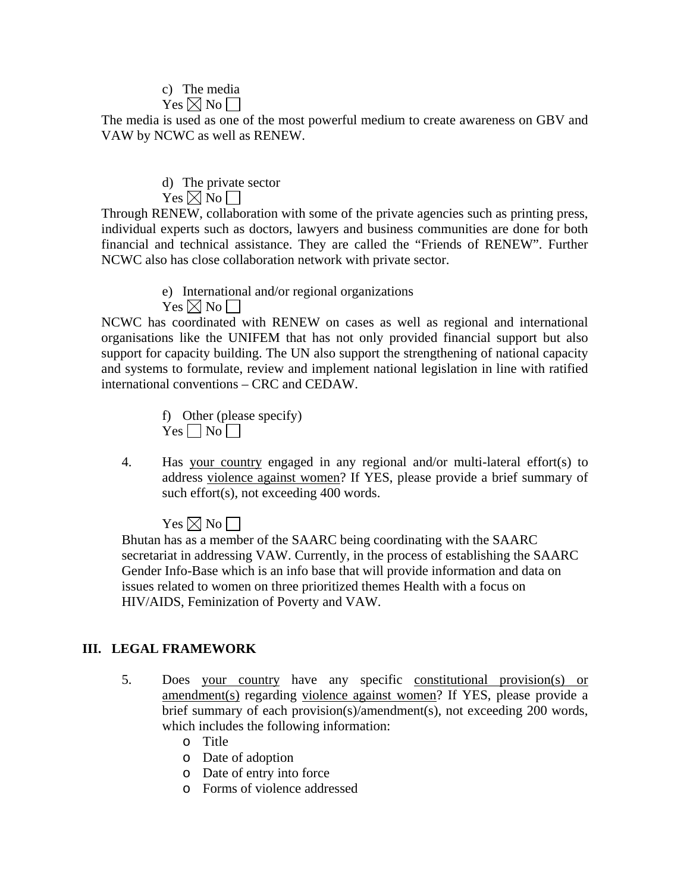c) The media

Yes ☒ No ☐

The media is used as one of the most powerful medium to create awareness on GBV and VAW by NCWC as well as RENEW.

d) The private sector

Yes ☒ No ☐

Through RENEW, collaboration with some of the private agencies such as printing press, individual experts such as doctors, lawyers and business communities are done for both financial and technical assistance. They are called the "Friends of RENEW". Further NCWC also has close collaboration network with private sector.

e) International and/or regional organizations

Yes ☒ No ☐

NCWC has coordinated with RENEW on cases as well as regional and international organisations like the UNIFEM that has not only provided financial support but also support for capacity building. The UN also support the strengthening of national capacity and systems to formulate, review and implement national legislation in line with ratified international conventions – CRC and CEDAW.

f) Other (please specify)

Yes ☐ No ☐

4. Has <u>your country</u> engaged in any regional and/or multi-lateral effort(s) to address <u>violence against women</u>? If YES, please provide a brief summary of such effort(s), not exceeding 400 words.

   Yes ☒ No ☐

   Bhutan has as a member of the SAARC being coordinating with the SAARC secretariat in addressing VAW. Currently, in the process of establishing the SAARC Gender Info-Base which is an info base that will provide information and data on issues related to women on three prioritized themes Health with a focus on HIV/AIDS, Feminization of Poverty and VAW.

## III. LEGAL FRAMEWORK

5. Does <u>your country</u> have any specific <u>constitutional provision(s) or amendment(s)</u> regarding <u>violence against women</u>? If YES, please provide a brief summary of each provision(s)/amendment(s), not exceeding 200 words, which includes the following information:
   - Title
   - Date of adoption
   - Date of entry into force
   - Forms of violence addressed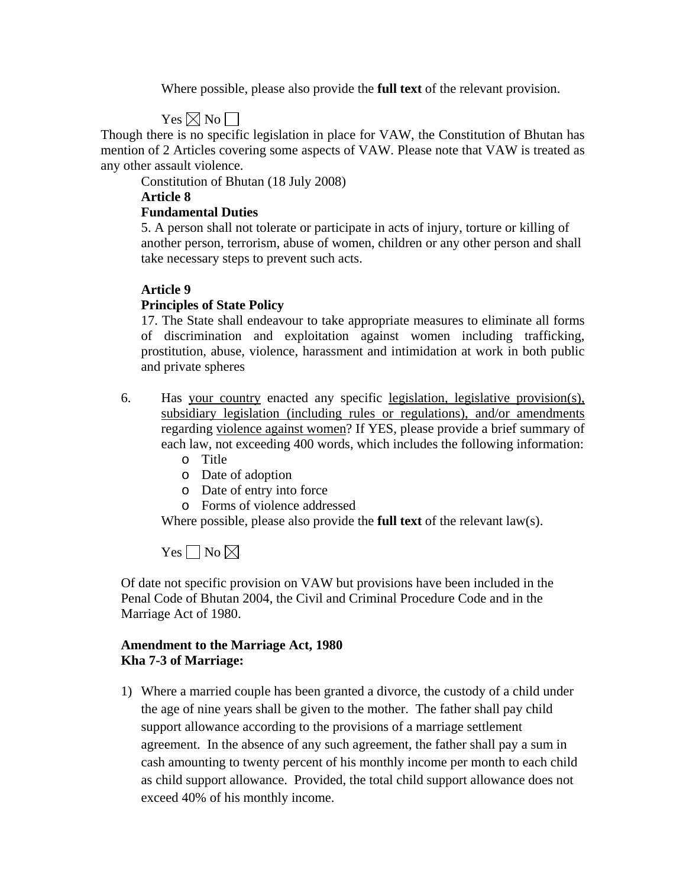Where possible, please also provide the **full text** of the relevant provision.

Yes ☒ No ☐

Though there is no specific legislation in place for VAW, the Constitution of Bhutan has mention of 2 Articles covering some aspects of VAW. Please note that VAW is treated as any other assault violence.

Constitution of Bhutan (18 July 2008)

**Article 8**

**Fundamental Duties**

5. A person shall not tolerate or participate in acts of injury, torture or killing of another person, terrorism, abuse of women, children or any other person and shall take necessary steps to prevent such acts.

**Article 9**

**Principles of State Policy**

17. The State shall endeavour to take appropriate measures to eliminate all forms of discrimination and exploitation against women including trafficking, prostitution, abuse, violence, harassment and intimidation at work in both public and private spheres

6. Has <u>your country</u> enacted any specific <u>legislation, legislative provision(s), subsidiary legislation (including rules or regulations), and/or amendments</u> regarding <u>violence against women</u>? If YES, please provide a brief summary of each law, not exceeding 400 words, which includes the following information:
   - Title
   - Date of adoption
   - Date of entry into force
   - Forms of violence addressed

   Where possible, please also provide the **full text** of the relevant law(s).

   Yes ☐ No ☒

Of date not specific provision on VAW but provisions have been included in the Penal Code of Bhutan 2004, the Civil and Criminal Procedure Code and in the Marriage Act of 1980.

**Amendment to the Marriage Act, 1980**
**Kha 7-3 of Marriage:**

1) Where a married couple has been granted a divorce, the custody of a child under the age of nine years shall be given to the mother. The father shall pay child support allowance according to the provisions of a marriage settlement agreement. In the absence of any such agreement, the father shall pay a sum in cash amounting to twenty percent of his monthly income per month to each child as child support allowance. Provided, the total child support allowance does not exceed 40% of his monthly income.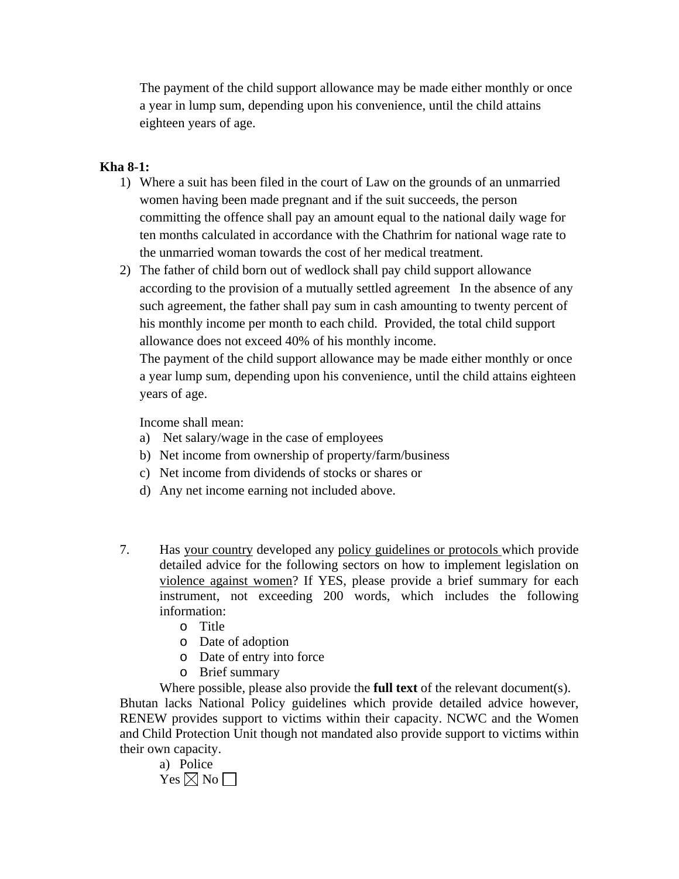The payment of the child support allowance may be made either monthly or once a year in lump sum, depending upon his convenience, until the child attains eighteen years of age.

**Kha 8-1:**

1) Where a suit has been filed in the court of Law on the grounds of an unmarried women having been made pregnant and if the suit succeeds, the person committing the offence shall pay an amount equal to the national daily wage for ten months calculated in accordance with the Chathrim for national wage rate to the unmarried woman towards the cost of her medical treatment.
2) The father of child born out of wedlock shall pay child support allowance according to the provision of a mutually settled agreement In the absence of any such agreement, the father shall pay sum in cash amounting to twenty percent of his monthly income per month to each child. Provided, the total child support allowance does not exceed 40% of his monthly income.

   The payment of the child support allowance may be made either monthly or once a year lump sum, depending upon his convenience, until the child attains eighteen years of age.

   Income shall mean:

   a) Net salary/wage in the case of employees
   b) Net income from ownership of property/farm/business
   c) Net income from dividends of stocks or shares or
   d) Any net income earning not included above.

7. Has <u>your country</u> developed any <u>policy guidelines or protocols</u> which provide detailed advice for the following sectors on how to implement legislation on <u>violence against women</u>? If YES, please provide a brief summary for each instrument, not exceeding 200 words, which includes the following information:
   - Title
   - Date of adoption
   - Date of entry into force
   - Brief summary

   Where possible, please also provide the **full text** of the relevant document(s).

Bhutan lacks National Policy guidelines which provide detailed advice however, RENEW provides support to victims within their capacity. NCWC and the Women and Child Protection Unit though not mandated also provide support to victims within their own capacity.

a) Police

Yes ☒ No ☐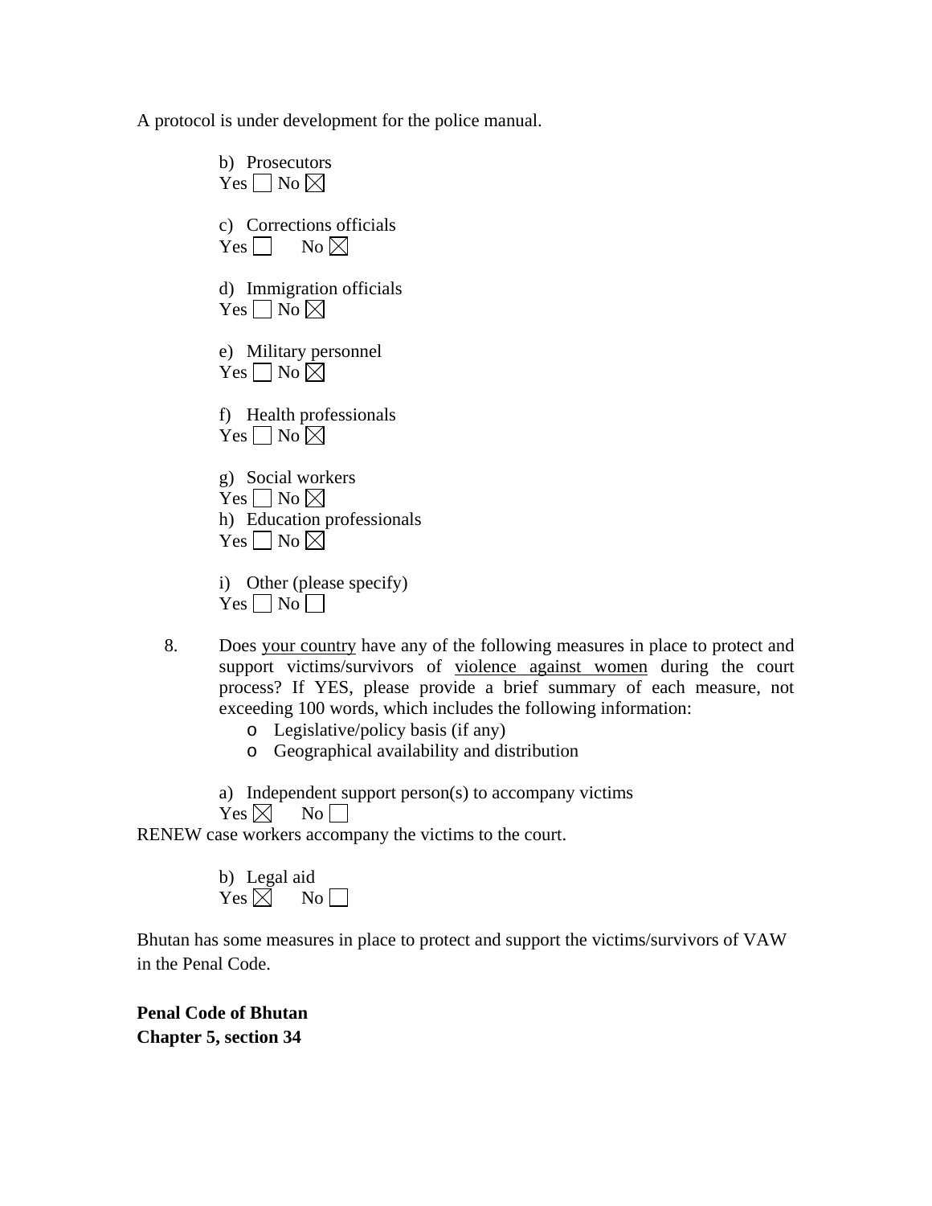A protocol is under development for the police manual.

b) Prosecutors
Yes ☐ No ☒

c) Corrections officials
Yes ☐ No ☒

d) Immigration officials
Yes ☐ No ☒

e) Military personnel
Yes ☐ No ☒

f) Health professionals
Yes ☐ No ☒

g) Social workers
Yes ☐ No ☒

h) Education professionals
Yes ☐ No ☒

i) Other (please specify)
Yes ☐ No ☐

8. Does <u>your country</u> have any of the following measures in place to protect and support victims/survivors of <u>violence against women</u> during the court process? If YES, please provide a brief summary of each measure, not exceeding 100 words, which includes the following information:
    - Legislative/policy basis (if any)
    - Geographical availability and distribution

a) Independent support person(s) to accompany victims
Yes ☒ No ☐

RENEW case workers accompany the victims to the court.

b) Legal aid
Yes ☒ No ☐

Bhutan has some measures in place to protect and support the victims/survivors of VAW in the Penal Code.

**Penal Code of Bhutan**
**Chapter 5, section 34**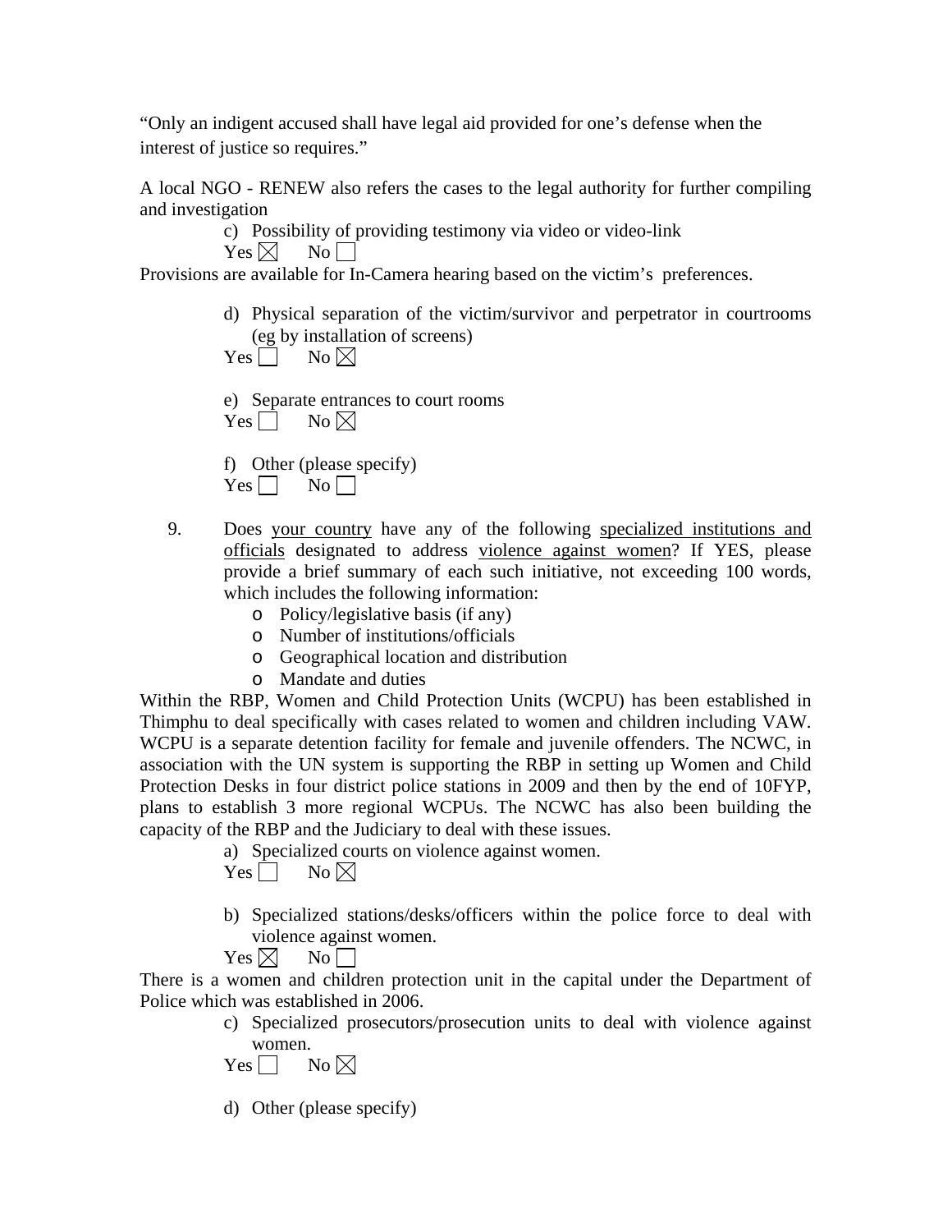"Only an indigent accused shall have legal aid provided for one's defense when the interest of justice so requires."

A local NGO - RENEW also refers the cases to the legal authority for further compiling and investigation

c) Possibility of providing testimony via video or video-link

Yes ☒ No ☐

Provisions are available for In-Camera hearing based on the victim's preferences.

d) Physical separation of the victim/survivor and perpetrator in courtrooms (eg by installation of screens)

Yes ☐ No ☒

e) Separate entrances to court rooms

Yes ☐ No ☒

f) Other (please specify)

Yes ☐ No ☐

9. Does <u>your country</u> have any of the following <u>specialized institutions and officials</u> designated to address <u>violence against women</u>? If YES, please provide a brief summary of each such initiative, not exceeding 100 words, which includes the following information:
   - Policy/legislative basis (if any)
   - Number of institutions/officials
   - Geographical location and distribution
   - Mandate and duties

Within the RBP, Women and Child Protection Units (WCPU) has been established in Thimphu to deal specifically with cases related to women and children including VAW. WCPU is a separate detention facility for female and juvenile offenders. The NCWC, in association with the UN system is supporting the RBP in setting up Women and Child Protection Desks in four district police stations in 2009 and then by the end of 10FYP, plans to establish 3 more regional WCPUs. The NCWC has also been building the capacity of the RBP and the Judiciary to deal with these issues.

a) Specialized courts on violence against women.

Yes ☐ No ☒

b) Specialized stations/desks/officers within the police force to deal with violence against women.

Yes ☒ No ☐

There is a women and children protection unit in the capital under the Department of Police which was established in 2006.

c) Specialized prosecutors/prosecution units to deal with violence against women.

Yes ☐ No ☒

d) Other (please specify)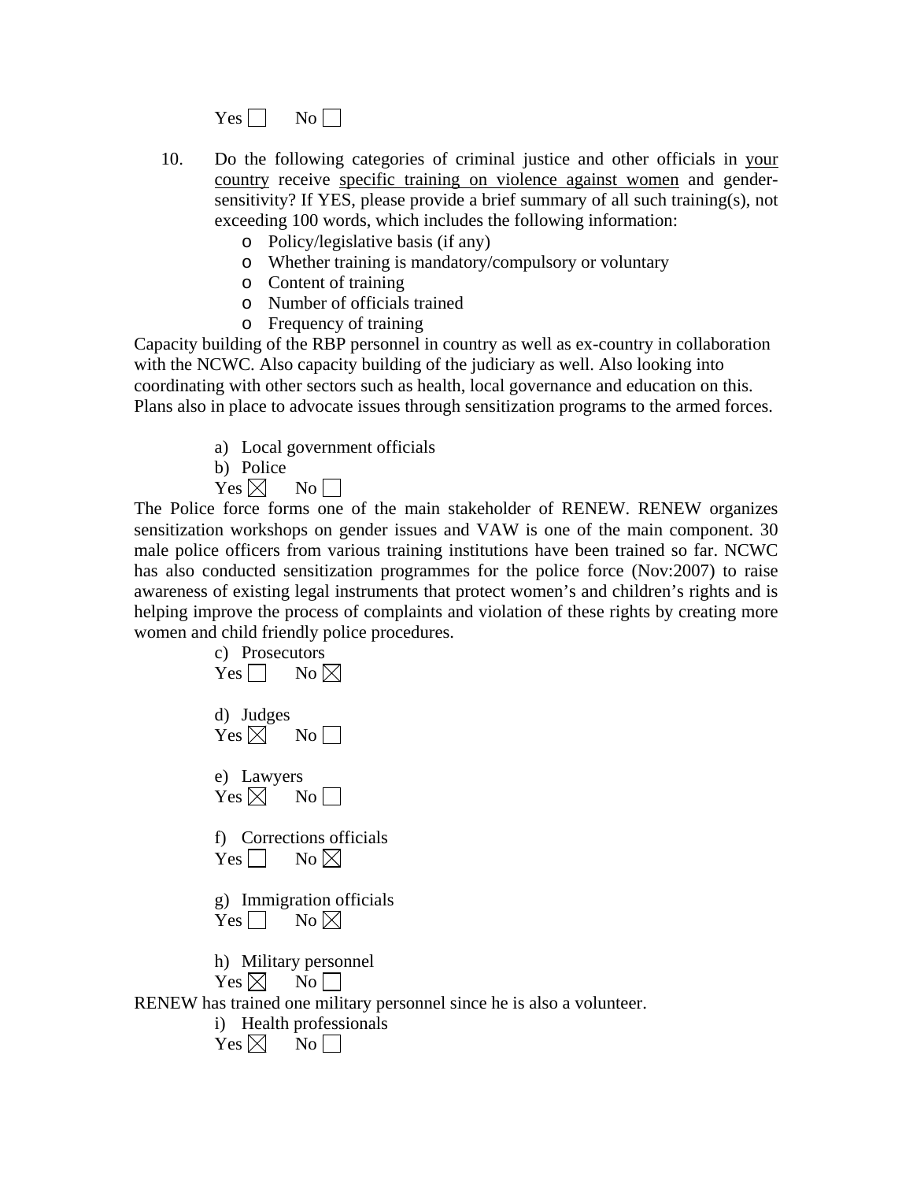Yes ☐ No ☐

10. Do the following categories of criminal justice and other officials in <u>your country</u> receive <u>specific training on violence against women</u> and gender-sensitivity? If YES, please provide a brief summary of all such training(s), not exceeding 100 words, which includes the following information:
    - Policy/legislative basis (if any)
    - Whether training is mandatory/compulsory or voluntary
    - Content of training
    - Number of officials trained
    - Frequency of training

Capacity building of the RBP personnel in country as well as ex-country in collaboration with the NCWC. Also capacity building of the judiciary as well. Also looking into coordinating with other sectors such as health, local governance and education on this. Plans also in place to advocate issues through sensitization programs to the armed forces.

a) Local government officials

b) Police

Yes ☒ No ☐

The Police force forms one of the main stakeholder of RENEW. RENEW organizes sensitization workshops on gender issues and VAW is one of the main component. 30 male police officers from various training institutions have been trained so far. NCWC has also conducted sensitization programmes for the police force (Nov:2007) to raise awareness of existing legal instruments that protect women's and children's rights and is helping improve the process of complaints and violation of these rights by creating more women and child friendly police procedures.

c) Prosecutors

Yes ☐ No ☒

d) Judges

Yes ☒ No ☐

e) Lawyers

Yes ☒ No ☐

f) Corrections officials

Yes ☐ No ☒

g) Immigration officials

Yes ☐ No ☒

h) Military personnel

Yes ☒ No ☐

RENEW has trained one military personnel since he is also a volunteer.

i) Health professionals

Yes ☒ No ☐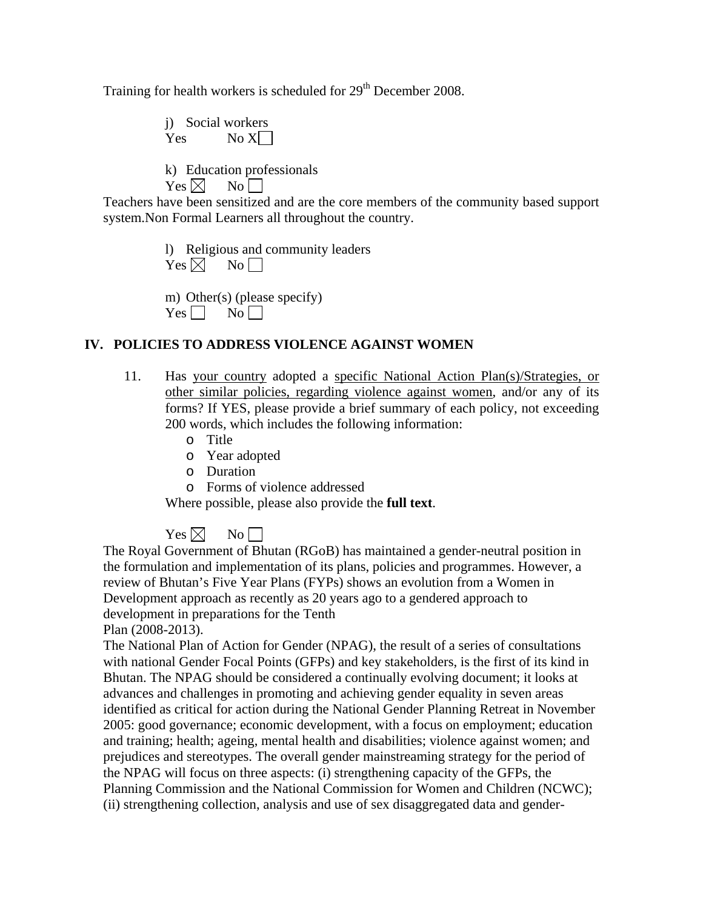Training for health workers is scheduled for 29th December 2008.

j) Social workers
Yes ☐ No X☐

k) Education professionals
Yes ☒ No ☐

Teachers have been sensitized and are the core members of the community based support system.Non Formal Learners all throughout the country.

l) Religious and community leaders
Yes ☒ No ☐

m) Other(s) (please specify)
Yes ☐ No ☐

## IV. POLICIES TO ADDRESS VIOLENCE AGAINST WOMEN

11. Has <u>your country</u> adopted a <u>specific National Action Plan(s)/Strategies, or other similar policies, regarding violence against women</u>, and/or any of its forms? If YES, please provide a brief summary of each policy, not exceeding 200 words, which includes the following information:
    - Title
    - Year adopted
    - Duration
    - Forms of violence addressed

    Where possible, please also provide the **full text**.

Yes ☒ No ☐

The Royal Government of Bhutan (RGoB) has maintained a gender-neutral position in the formulation and implementation of its plans, policies and programmes. However, a review of Bhutan's Five Year Plans (FYPs) shows an evolution from a Women in Development approach as recently as 20 years ago to a gendered approach to development in preparations for the Tenth
Plan (2008-2013).

The National Plan of Action for Gender (NPAG), the result of a series of consultations with national Gender Focal Points (GFPs) and key stakeholders, is the first of its kind in Bhutan. The NPAG should be considered a continually evolving document; it looks at advances and challenges in promoting and achieving gender equality in seven areas identified as critical for action during the National Gender Planning Retreat in November 2005: good governance; economic development, with a focus on employment; education and training; health; ageing, mental health and disabilities; violence against women; and prejudices and stereotypes. The overall gender mainstreaming strategy for the period of the NPAG will focus on three aspects: (i) strengthening capacity of the GFPs, the Planning Commission and the National Commission for Women and Children (NCWC); (ii) strengthening collection, analysis and use of sex disaggregated data and gender-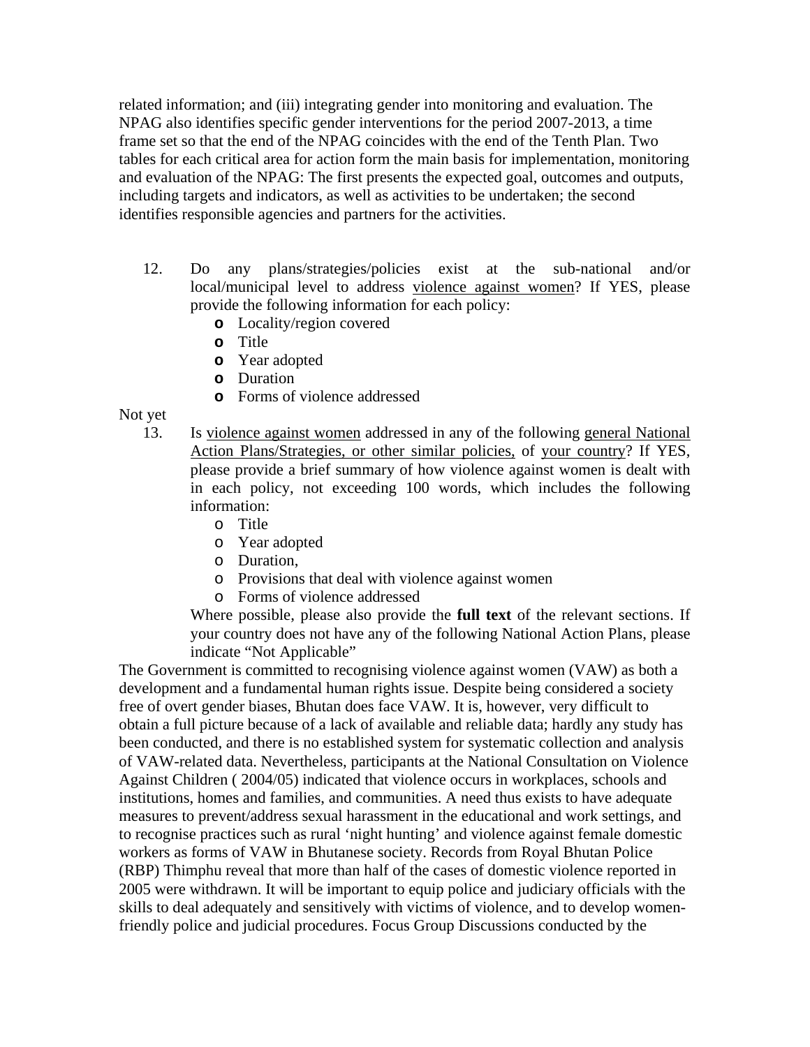related information; and (iii) integrating gender into monitoring and evaluation. The NPAG also identifies specific gender interventions for the period 2007-2013, a time frame set so that the end of the NPAG coincides with the end of the Tenth Plan. Two tables for each critical area for action form the main basis for implementation, monitoring and evaluation of the NPAG: The first presents the expected goal, outcomes and outputs, including targets and indicators, as well as activities to be undertaken; the second identifies responsible agencies and partners for the activities.

12. Do any plans/strategies/policies exist at the sub-national and/or local/municipal level to address <u>violence against women</u>? If YES, please provide the following information for each policy:
    - Locality/region covered
    - Title
    - Year adopted
    - Duration
    - Forms of violence addressed

Not yet

13. Is <u>violence against women</u> addressed in any of the following <u>general National Action Plans/Strategies, or other similar policies,</u> of <u>your country</u>? If YES, please provide a brief summary of how violence against women is dealt with in each policy, not exceeding 100 words, which includes the following information:
    - Title
    - Year adopted
    - Duration,
    - Provisions that deal with violence against women
    - Forms of violence addressed

    Where possible, please also provide the **full text** of the relevant sections. If your country does not have any of the following National Action Plans, please indicate "Not Applicable"

The Government is committed to recognising violence against women (VAW) as both a development and a fundamental human rights issue. Despite being considered a society free of overt gender biases, Bhutan does face VAW. It is, however, very difficult to obtain a full picture because of a lack of available and reliable data; hardly any study has been conducted, and there is no established system for systematic collection and analysis of VAW-related data. Nevertheless, participants at the National Consultation on Violence Against Children ( 2004/05) indicated that violence occurs in workplaces, schools and institutions, homes and families, and communities. A need thus exists to have adequate measures to prevent/address sexual harassment in the educational and work settings, and to recognise practices such as rural 'night hunting' and violence against female domestic workers as forms of VAW in Bhutanese society. Records from Royal Bhutan Police (RBP) Thimphu reveal that more than half of the cases of domestic violence reported in 2005 were withdrawn. It will be important to equip police and judiciary officials with the skills to deal adequately and sensitively with victims of violence, and to develop women-friendly police and judicial procedures. Focus Group Discussions conducted by the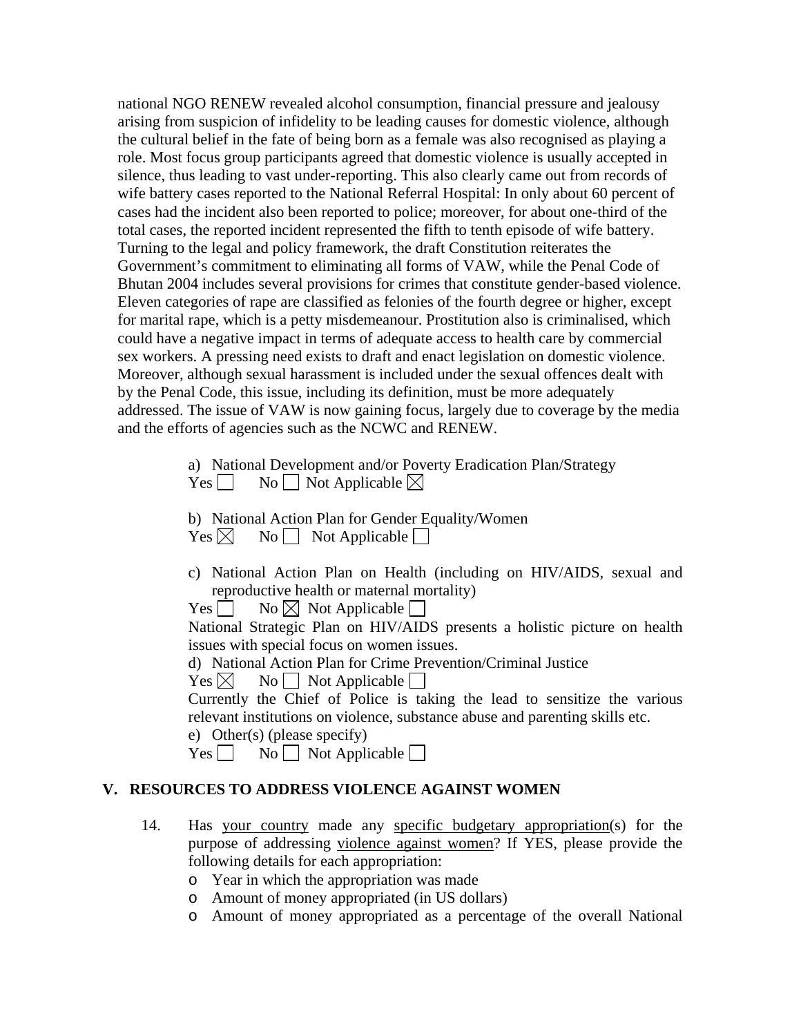national NGO RENEW revealed alcohol consumption, financial pressure and jealousy arising from suspicion of infidelity to be leading causes for domestic violence, although the cultural belief in the fate of being born as a female was also recognised as playing a role. Most focus group participants agreed that domestic violence is usually accepted in silence, thus leading to vast under-reporting. This also clearly came out from records of wife battery cases reported to the National Referral Hospital: In only about 60 percent of cases had the incident also been reported to police; moreover, for about one-third of the total cases, the reported incident represented the fifth to tenth episode of wife battery. Turning to the legal and policy framework, the draft Constitution reiterates the Government's commitment to eliminating all forms of VAW, while the Penal Code of Bhutan 2004 includes several provisions for crimes that constitute gender-based violence. Eleven categories of rape are classified as felonies of the fourth degree or higher, except for marital rape, which is a petty misdemeanour. Prostitution also is criminalised, which could have a negative impact in terms of adequate access to health care by commercial sex workers. A pressing need exists to draft and enact legislation on domestic violence. Moreover, although sexual harassment is included under the sexual offences dealt with by the Penal Code, this issue, including its definition, must be more adequately addressed. The issue of VAW is now gaining focus, largely due to coverage by the media and the efforts of agencies such as the NCWC and RENEW.

a) National Development and/or Poverty Eradication Plan/Strategy
Yes ☐ No ☐ Not Applicable ☒

b) National Action Plan for Gender Equality/Women
Yes ☒ No ☐ Not Applicable ☐

c) National Action Plan on Health (including on HIV/AIDS, sexual and reproductive health or maternal mortality)
Yes ☐ No ☒ Not Applicable ☐
National Strategic Plan on HIV/AIDS presents a holistic picture on health issues with special focus on women issues.

d) National Action Plan for Crime Prevention/Criminal Justice
Yes ☒ No ☐ Not Applicable ☐
Currently the Chief of Police is taking the lead to sensitize the various relevant institutions on violence, substance abuse and parenting skills etc.

e) Other(s) (please specify)
Yes ☐ No ☐ Not Applicable ☐

## V. RESOURCES TO ADDRESS VIOLENCE AGAINST WOMEN

14. Has <u>your country</u> made any <u>specific budgetary appropriation</u>(s) for the purpose of addressing <u>violence against women</u>? If YES, please provide the following details for each appropriation:
    - Year in which the appropriation was made
    - Amount of money appropriated (in US dollars)
    - Amount of money appropriated as a percentage of the overall National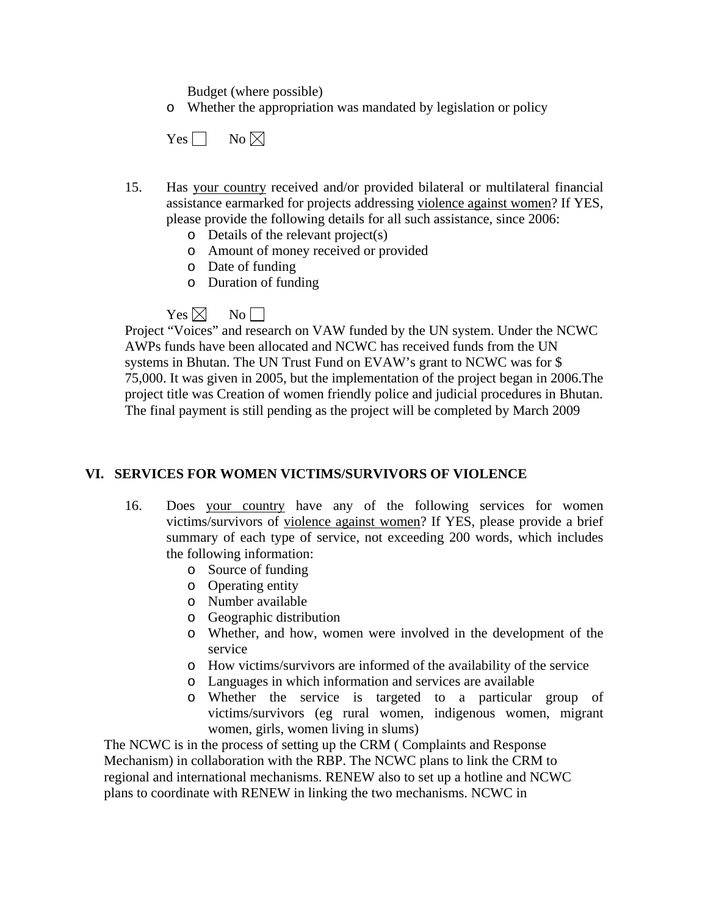Budget (where possible)

- Whether the appropriation was mandated by legislation or policy

Yes ☐ No ☒

15. Has <u>your country</u> received and/or provided bilateral or multilateral financial assistance earmarked for projects addressing <u>violence against women</u>? If YES, please provide the following details for all such assistance, since 2006:
    - Details of the relevant project(s)
    - Amount of money received or provided
    - Date of funding
    - Duration of funding

Yes ☒ No ☐

Project “Voices” and research on VAW funded by the UN system. Under the NCWC AWPs funds have been allocated and NCWC has received funds from the UN systems in Bhutan. The UN Trust Fund on EVAW’s grant to NCWC was for $ 75,000. It was given in 2005, but the implementation of the project began in 2006.The project title was Creation of women friendly police and judicial procedures in Bhutan. The final payment is still pending as the project will be completed by March 2009

## VI. SERVICES FOR WOMEN VICTIMS/SURVIVORS OF VIOLENCE

16. Does <u>your country</u> have any of the following services for women victims/survivors of <u>violence against women</u>? If YES, please provide a brief summary of each type of service, not exceeding 200 words, which includes the following information:
    - Source of funding
    - Operating entity
    - Number available
    - Geographic distribution
    - Whether, and how, women were involved in the development of the service
    - How victims/survivors are informed of the availability of the service
    - Languages in which information and services are available
    - Whether the service is targeted to a particular group of victims/survivors (eg rural women, indigenous women, migrant women, girls, women living in slums)

The NCWC is in the process of setting up the CRM ( Complaints and Response Mechanism) in collaboration with the RBP. The NCWC plans to link the CRM to regional and international mechanisms. RENEW also to set up a hotline and NCWC plans to coordinate with RENEW in linking the two mechanisms. NCWC in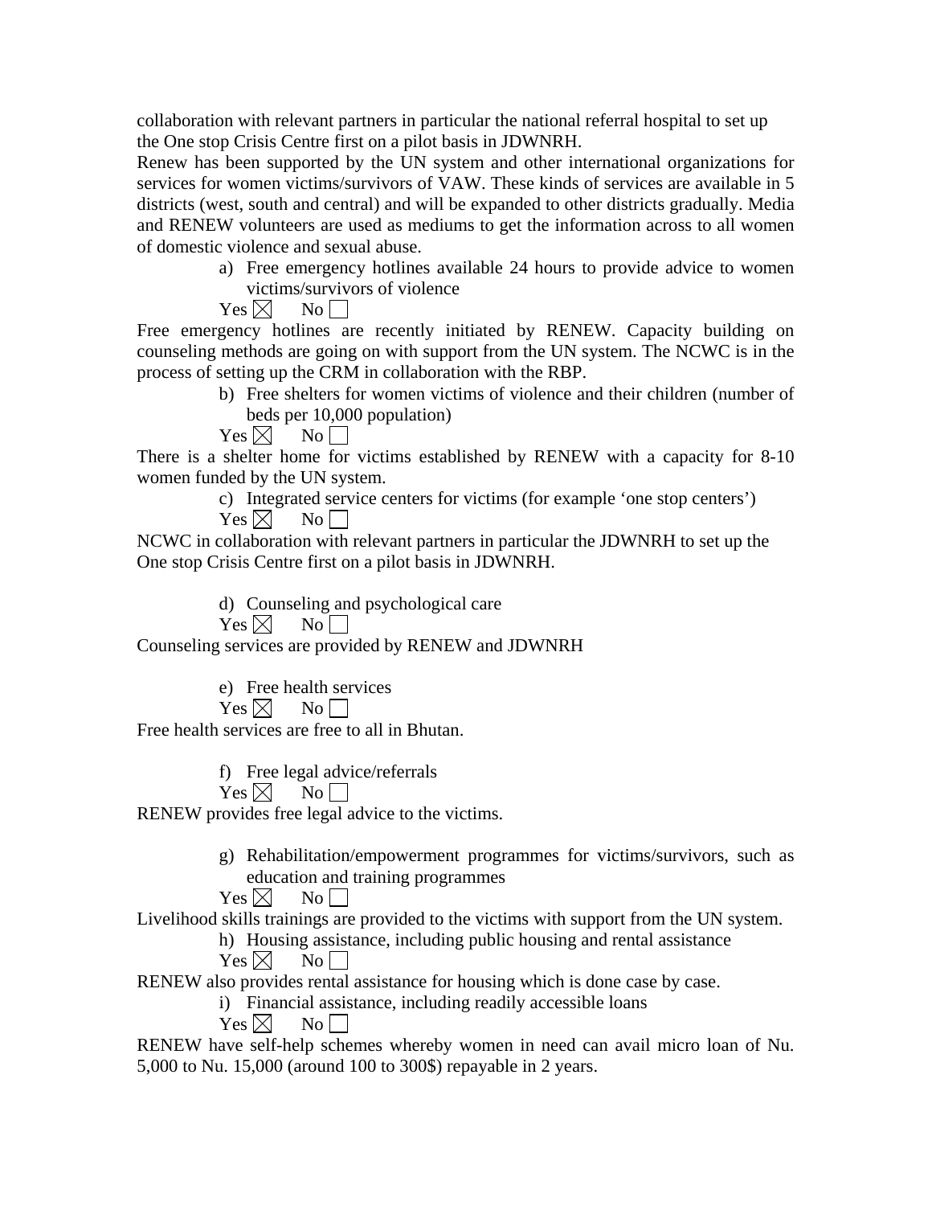collaboration with relevant partners in particular the national referral hospital to set up the One stop Crisis Centre first on a pilot basis in JDWNRH.

Renew has been supported by the UN system and other international organizations for services for women victims/survivors of VAW. These kinds of services are available in 5 districts (west, south and central) and will be expanded to other districts gradually. Media and RENEW volunteers are used as mediums to get the information across to all women of domestic violence and sexual abuse.

a) Free emergency hotlines available 24 hours to provide advice to women victims/survivors of violence

Yes ☒ No ☐

Free emergency hotlines are recently initiated by RENEW. Capacity building on counseling methods are going on with support from the UN system. The NCWC is in the process of setting up the CRM in collaboration with the RBP.

b) Free shelters for women victims of violence and their children (number of beds per 10,000 population)

Yes ☒ No ☐

There is a shelter home for victims established by RENEW with a capacity for 8-10 women funded by the UN system.

c) Integrated service centers for victims (for example 'one stop centers')

Yes ☒ No ☐

NCWC in collaboration with relevant partners in particular the JDWNRH to set up the One stop Crisis Centre first on a pilot basis in JDWNRH.

d) Counseling and psychological care

Yes ☒ No ☐

Counseling services are provided by RENEW and JDWNRH

e) Free health services

Yes ☒ No ☐

Free health services are free to all in Bhutan.

f) Free legal advice/referrals

Yes ☒ No ☐

RENEW provides free legal advice to the victims.

g) Rehabilitation/empowerment programmes for victims/survivors, such as education and training programmes

Yes ☒ No ☐

Livelihood skills trainings are provided to the victims with support from the UN system.

h) Housing assistance, including public housing and rental assistance

Yes ☒ No ☐

RENEW also provides rental assistance for housing which is done case by case.

i) Financial assistance, including readily accessible loans

Yes ☒ No ☐

RENEW have self-help schemes whereby women in need can avail micro loan of Nu. 5,000 to Nu. 15,000 (around 100 to 300$) repayable in 2 years.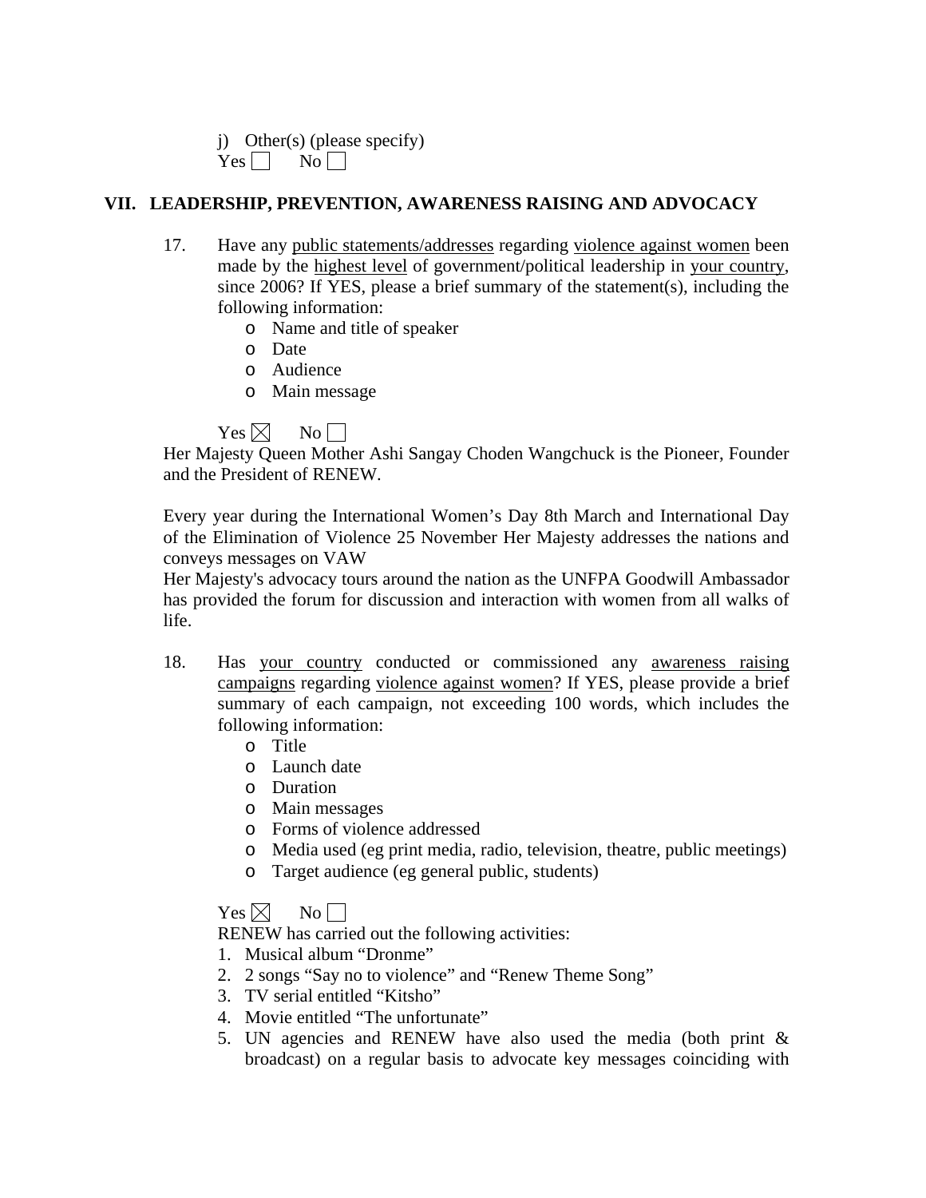j) Other(s) (please specify)
Yes ☐ No ☐

## VII. LEADERSHIP, PREVENTION, AWARENESS RAISING AND ADVOCACY

17. Have any public statements/addresses regarding violence against women been made by the highest level of government/political leadership in your country, since 2006? If YES, please a brief summary of the statement(s), including the following information:
    - Name and title of speaker
    - Date
    - Audience
    - Main message

    Yes ☒ No ☐

Her Majesty Queen Mother Ashi Sangay Choden Wangchuck is the Pioneer, Founder and the President of RENEW.

Every year during the International Women's Day 8th March and International Day of the Elimination of Violence 25 November Her Majesty addresses the nations and conveys messages on VAW
Her Majesty's advocacy tours around the nation as the UNFPA Goodwill Ambassador has provided the forum for discussion and interaction with women from all walks of life.

18. Has your country conducted or commissioned any awareness raising campaigns regarding violence against women? If YES, please provide a brief summary of each campaign, not exceeding 100 words, which includes the following information:
    - Title
    - Launch date
    - Duration
    - Main messages
    - Forms of violence addressed
    - Media used (eg print media, radio, television, theatre, public meetings)
    - Target audience (eg general public, students)

    Yes ☒ No ☐

    RENEW has carried out the following activities:
    1. Musical album "Dronme"
    2. 2 songs "Say no to violence" and "Renew Theme Song"
    3. TV serial entitled "Kitsho"
    4. Movie entitled "The unfortunate"
    5. UN agencies and RENEW have also used the media (both print & broadcast) on a regular basis to advocate key messages coinciding with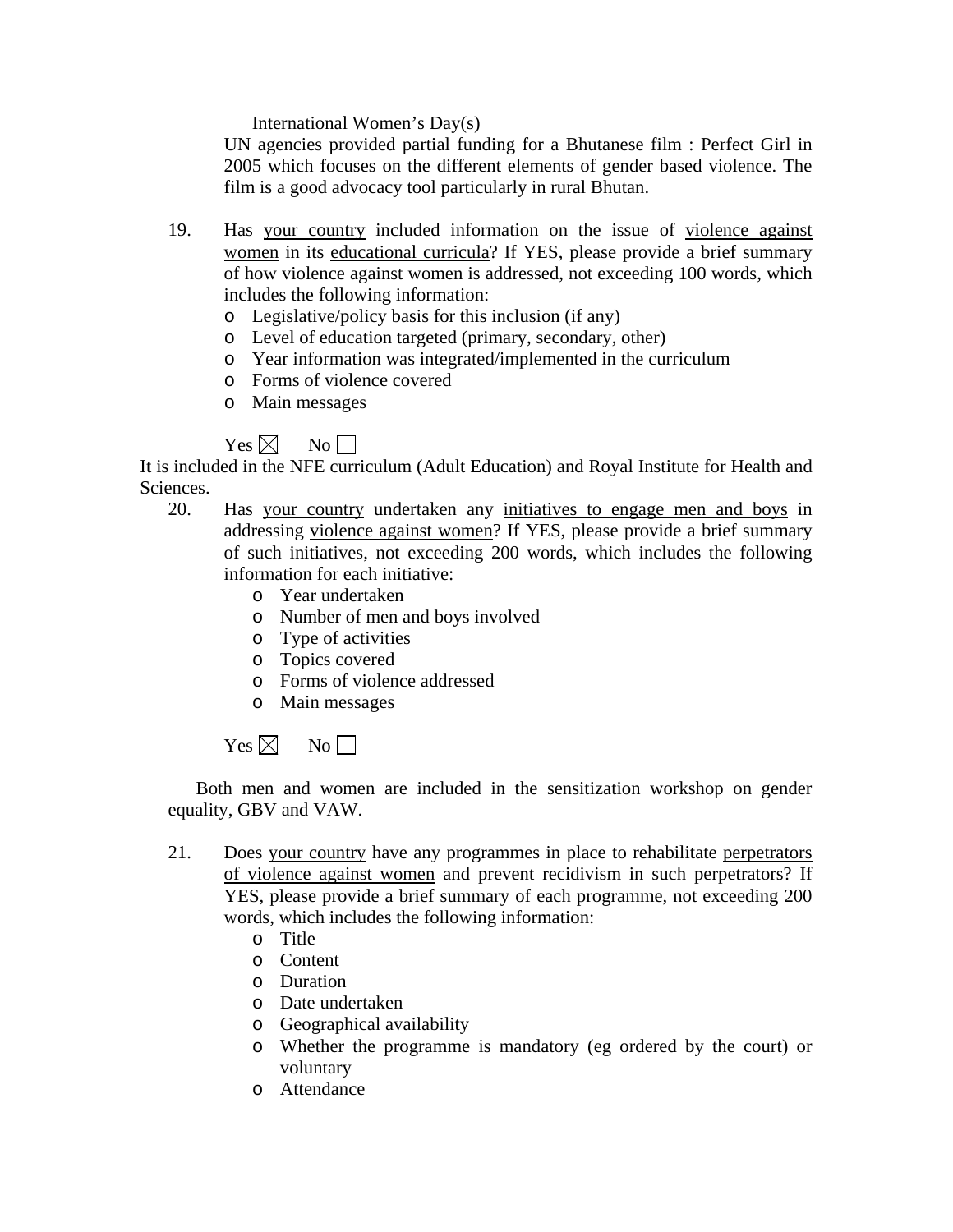International Women's Day(s)

UN agencies provided partial funding for a Bhutanese film : Perfect Girl in 2005 which focuses on the different elements of gender based violence. The film is a good advocacy tool particularly in rural Bhutan.

19. Has <u>your country</u> included information on the issue of <u>violence against women</u> in its <u>educational curricula</u>? If YES, please provide a brief summary of how violence against women is addressed, not exceeding 100 words, which includes the following information:
    - Legislative/policy basis for this inclusion (if any)
    - Level of education targeted (primary, secondary, other)
    - Year information was integrated/implemented in the curriculum
    - Forms of violence covered
    - Main messages

    Yes ☒ No ☐

It is included in the NFE curriculum (Adult Education) and Royal Institute for Health and Sciences.

20. Has <u>your country</u> undertaken any <u>initiatives to engage men and boys</u> in addressing <u>violence against women</u>? If YES, please provide a brief summary of such initiatives, not exceeding 200 words, which includes the following information for each initiative:
    - Year undertaken
    - Number of men and boys involved
    - Type of activities
    - Topics covered
    - Forms of violence addressed
    - Main messages

    Yes ☒ No ☐

    Both men and women are included in the sensitization workshop on gender equality, GBV and VAW.

21. Does <u>your country</u> have any programmes in place to rehabilitate <u>perpetrators of violence against women</u> and prevent recidivism in such perpetrators? If YES, please provide a brief summary of each programme, not exceeding 200 words, which includes the following information:
    - Title
    - Content
    - Duration
    - Date undertaken
    - Geographical availability
    - Whether the programme is mandatory (eg ordered by the court) or voluntary
    - Attendance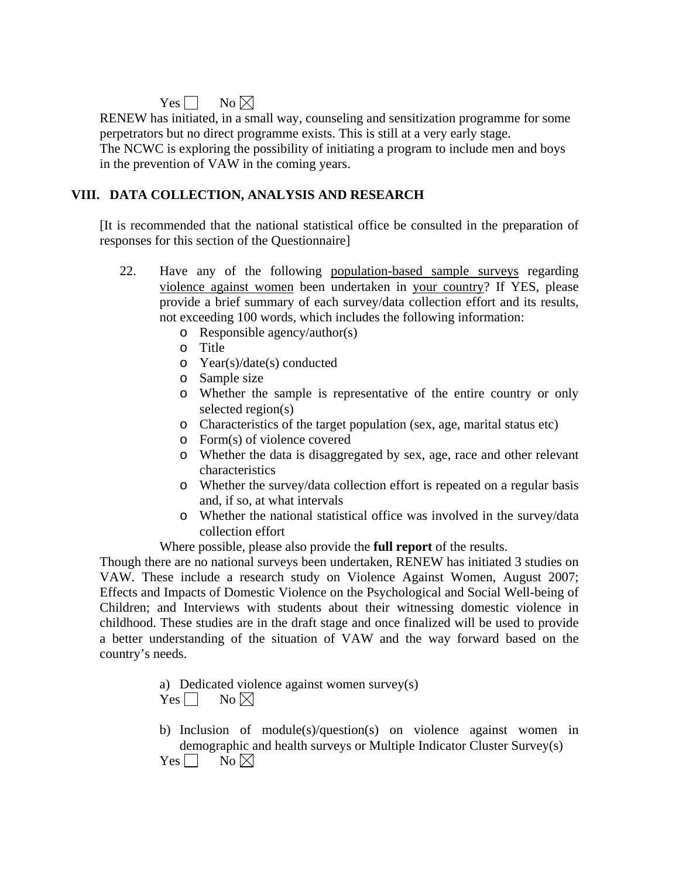Yes ☐ No ☒

RENEW has initiated, in a small way, counseling and sensitization programme for some perpetrators but no direct programme exists. This is still at a very early stage.
The NCWC is exploring the possibility of initiating a program to include men and boys in the prevention of VAW in the coming years.

## VIII. DATA COLLECTION, ANALYSIS AND RESEARCH

[It is recommended that the national statistical office be consulted in the preparation of responses for this section of the Questionnaire]

22. Have any of the following population-based sample surveys regarding violence against women been undertaken in your country? If YES, please provide a brief summary of each survey/data collection effort and its results, not exceeding 100 words, which includes the following information:
    - Responsible agency/author(s)
    - Title
    - Year(s)/date(s) conducted
    - Sample size
    - Whether the sample is representative of the entire country or only selected region(s)
    - Characteristics of the target population (sex, age, marital status etc)
    - Form(s) of violence covered
    - Whether the data is disaggregated by sex, age, race and other relevant characteristics
    - Whether the survey/data collection effort is repeated on a regular basis and, if so, at what intervals
    - Whether the national statistical office was involved in the survey/data collection effort

    Where possible, please also provide the **full report** of the results.

Though there are no national surveys been undertaken, RENEW has initiated 3 studies on VAW. These include a research study on Violence Against Women, August 2007; Effects and Impacts of Domestic Violence on the Psychological and Social Well-being of Children; and Interviews with students about their witnessing domestic violence in childhood. These studies are in the draft stage and once finalized will be used to provide a better understanding of the situation of VAW and the way forward based on the country's needs.

a) Dedicated violence against women survey(s)
Yes ☐ No ☒

b) Inclusion of module(s)/question(s) on violence against women in demographic and health surveys or Multiple Indicator Cluster Survey(s)
Yes ☐ No ☒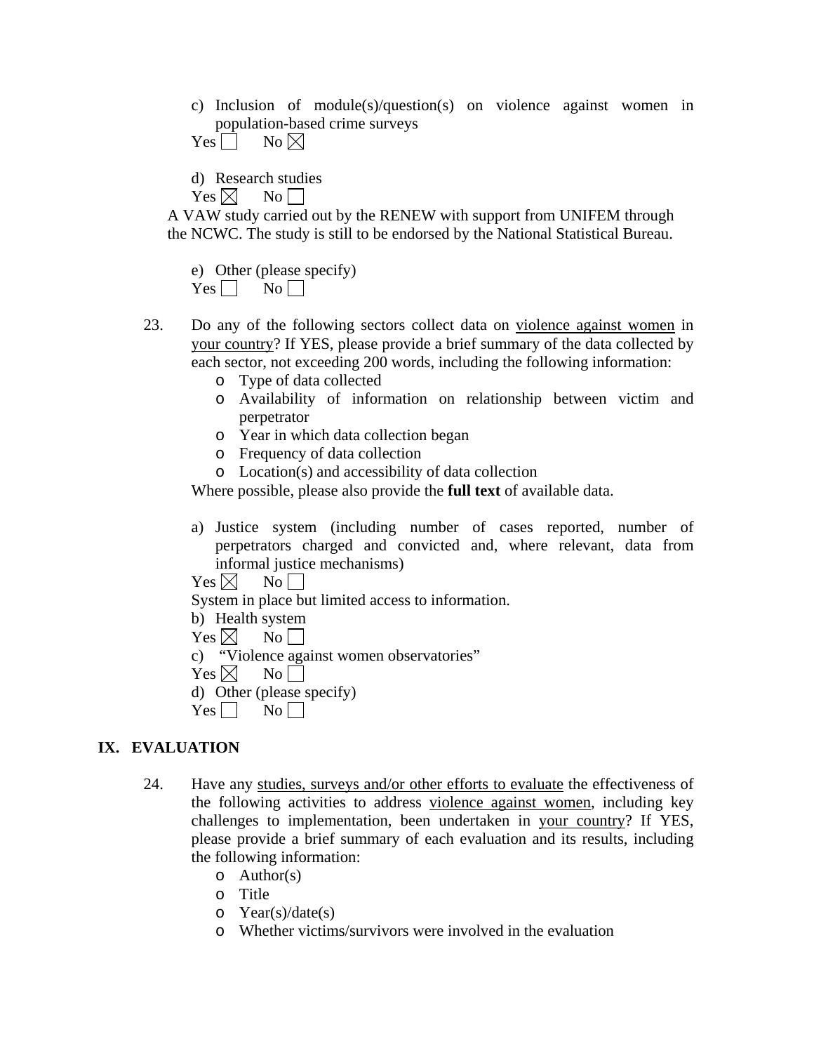c) Inclusion of module(s)/question(s) on violence against women in population-based crime surveys

Yes ☐ No ☒

d) Research studies

Yes ☒ No ☐

A VAW study carried out by the RENEW with support from UNIFEM through the NCWC. The study is still to be endorsed by the National Statistical Bureau.

e) Other (please specify)

Yes ☐ No ☐

23. Do any of the following sectors collect data on <u>violence against women</u> in <u>your country</u>? If YES, please provide a brief summary of the data collected by each sector, not exceeding 200 words, including the following information:

- o Type of data collected
- o Availability of information on relationship between victim and perpetrator
- o Year in which data collection began
- o Frequency of data collection
- o Location(s) and accessibility of data collection

Where possible, please also provide the **full text** of available data.

a) Justice system (including number of cases reported, number of perpetrators charged and convicted and, where relevant, data from informal justice mechanisms)

Yes ☒ No ☐

System in place but limited access to information.

b) Health system

Yes ☒ No ☐

c) "Violence against women observatories"

Yes ☒ No ☐

d) Other (please specify)

Yes ☐ No ☐

## IX. EVALUATION

24. Have any <u>studies, surveys and/or other efforts to evaluate</u> the effectiveness of the following activities to address <u>violence against women</u>, including key challenges to implementation, been undertaken in <u>your country</u>? If YES, please provide a brief summary of each evaluation and its results, including the following information:

- o Author(s)
- o Title
- o Year(s)/date(s)
- o Whether victims/survivors were involved in the evaluation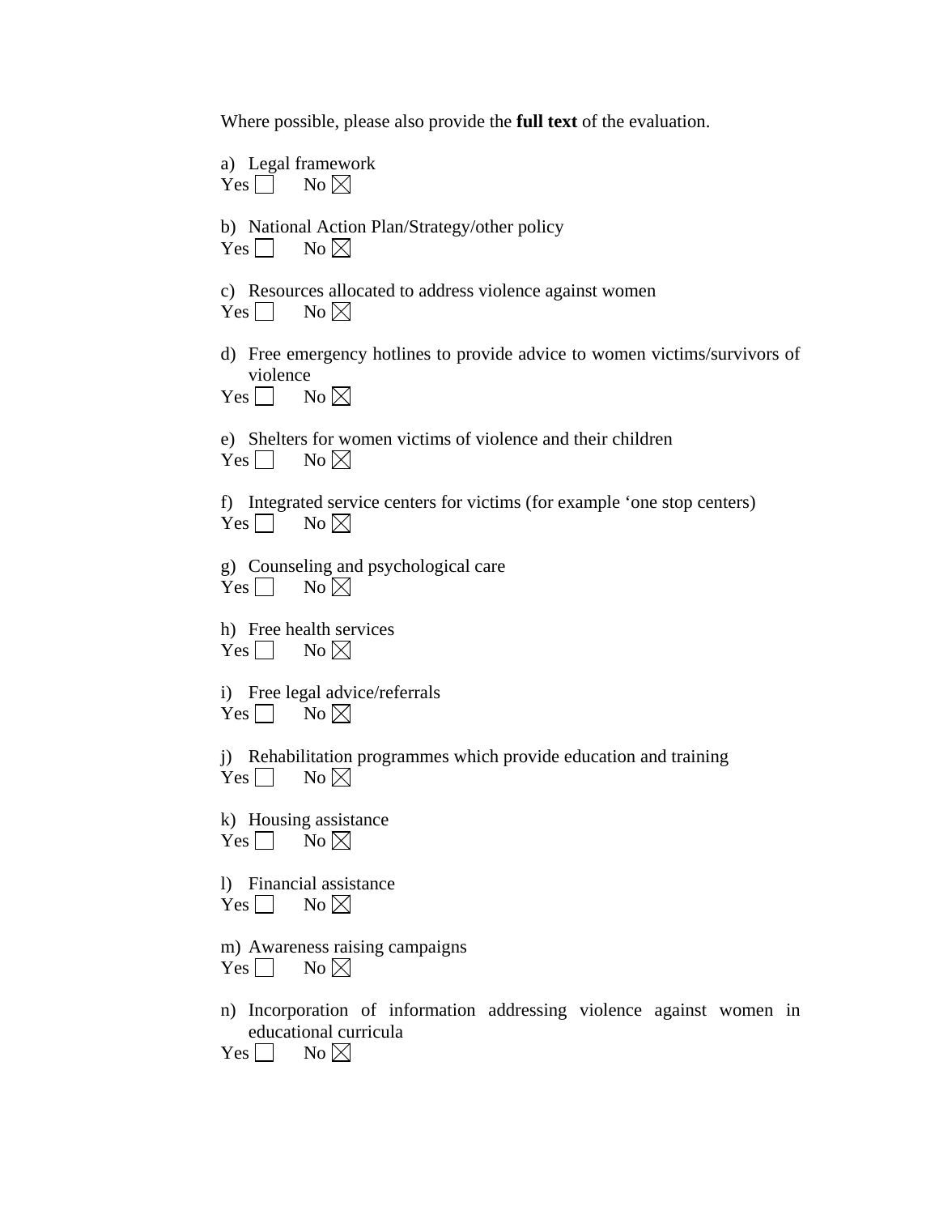Where possible, please also provide the **full text** of the evaluation.

a) Legal framework
Yes ☐ No ☒

b) National Action Plan/Strategy/other policy
Yes ☐ No ☒

c) Resources allocated to address violence against women
Yes ☐ No ☒

d) Free emergency hotlines to provide advice to women victims/survivors of violence
Yes ☐ No ☒

e) Shelters for women victims of violence and their children
Yes ☐ No ☒

f) Integrated service centers for victims (for example 'one stop centers)
Yes ☐ No ☒

g) Counseling and psychological care
Yes ☐ No ☒

h) Free health services
Yes ☐ No ☒

i) Free legal advice/referrals
Yes ☐ No ☒

j) Rehabilitation programmes which provide education and training
Yes ☐ No ☒

k) Housing assistance
Yes ☐ No ☒

l) Financial assistance
Yes ☐ No ☒

m) Awareness raising campaigns
Yes ☐ No ☒

n) Incorporation of information addressing violence against women in educational curricula
Yes ☐ No ☒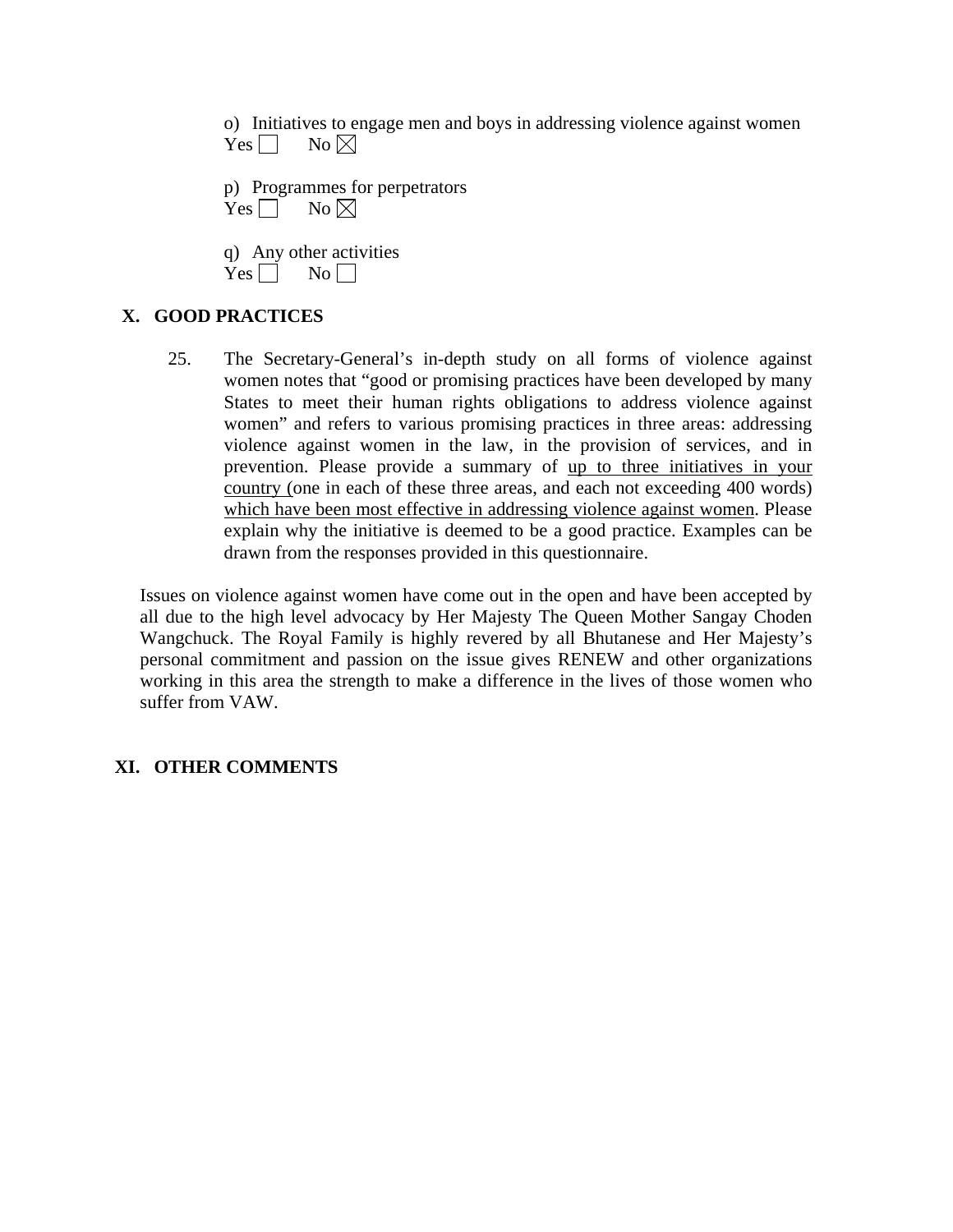o) Initiatives to engage men and boys in addressing violence against women
Yes ☐ No ☒

p) Programmes for perpetrators
Yes ☐ No ☒

q) Any other activities
Yes ☐ No ☐

## X. GOOD PRACTICES

25. The Secretary-General's in-depth study on all forms of violence against women notes that "good or promising practices have been developed by many States to meet their human rights obligations to address violence against women" and refers to various promising practices in three areas: addressing violence against women in the law, in the provision of services, and in prevention. Please provide a summary of up to three initiatives in your country (one in each of these three areas, and each not exceeding 400 words) which have been most effective in addressing violence against women. Please explain why the initiative is deemed to be a good practice. Examples can be drawn from the responses provided in this questionnaire.

Issues on violence against women have come out in the open and have been accepted by all due to the high level advocacy by Her Majesty The Queen Mother Sangay Choden Wangchuck. The Royal Family is highly revered by all Bhutanese and Her Majesty's personal commitment and passion on the issue gives RENEW and other organizations working in this area the strength to make a difference in the lives of those women who suffer from VAW.

## XI. OTHER COMMENTS